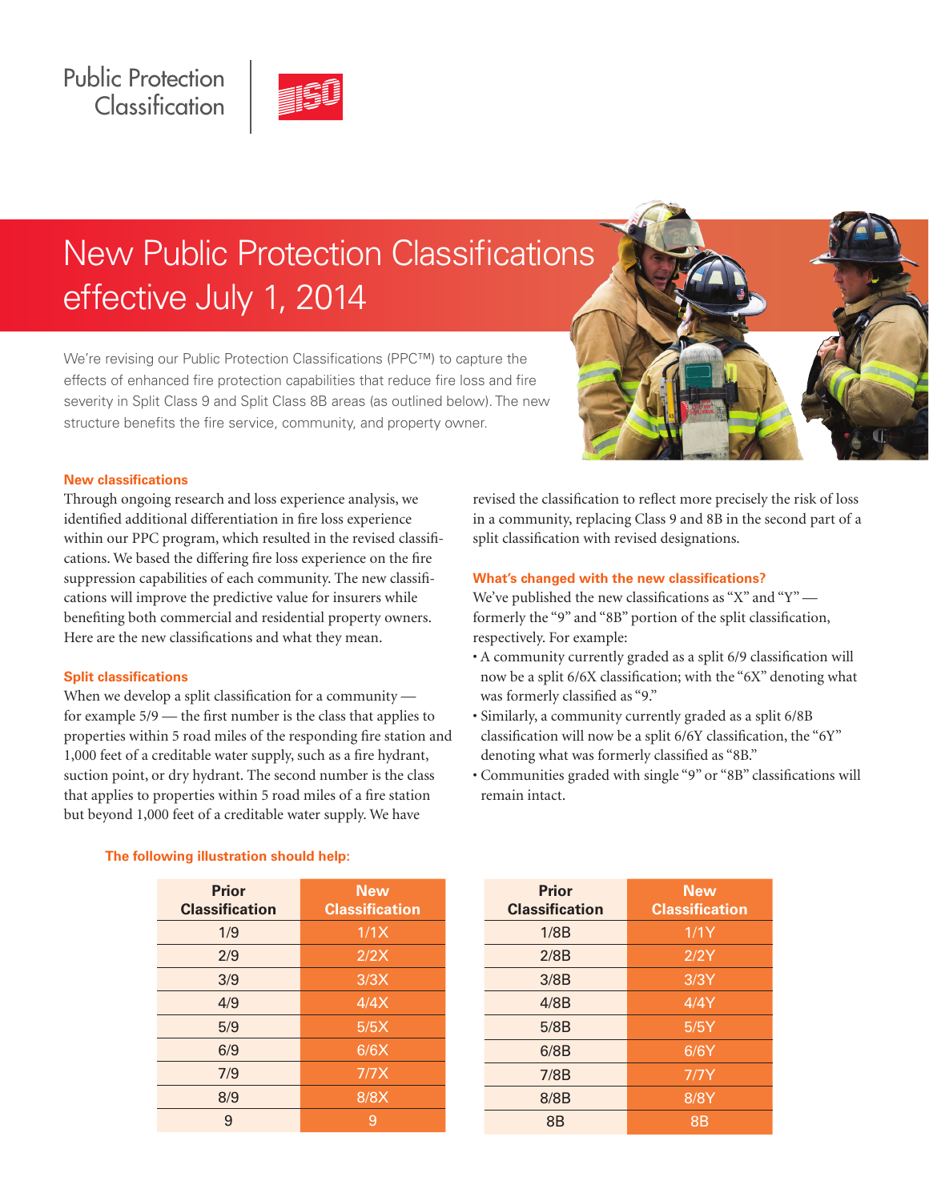Public Protection Classification

# New Public Protection Classifications effective July 1, 2014

We're revising our Public Protection Classifications (PPC™) to capture the effects of enhanced fire protection capabilities that reduce fire loss and fire severity in Split Class 9 and Split Class 8B areas (as outlined below). The new structure benefits the fire service, community, and property owner.

## New classifications

Through ongoing research and loss experience analysis, we identified additional differentiation in fire loss experience within our PPC program, which resulted in the revised classifications. We based the differing fire loss experience on the fire suppression capabilities of each community. The new classifications will improve the predictive value for insurers while benefiting both commercial and residential property owners. Here are the new classifications and what they mean.

## Split classifications

When we develop a split classification for a community — for example 5/9 — the first number is the class that applies to properties within 5 road miles of the responding fire station and 1,000 feet of a creditable water supply, such as a fire hydrant, suction point, or dry hydrant. The second number is the class that applies to properties within 5 road miles of a fire station but beyond 1,000 feet of a creditable water supply. We have revised the classification to reflect more precisely the risk of loss in a community, replacing Class 9 and 8B in the second part of a split classification with revised designations.

## What's changed with the new classifications?

We've published the new classifications as "X" and "Y" — formerly the "9" and "8B" portion of the split classification, respectively. For example:

- A community currently graded as a split 6/9 classification will now be a split 6/6X classification; with the "6X" denoting what was formerly classified as "9."
- Similarly, a community currently graded as a split 6/8B classification will now be a split 6/6Y classification, the "6Y" denoting what was formerly classified as "8B."
- Communities graded with single "9" or "8B" classifications will remain intact.

## The following illustration should help:

| Prior Classification | New Classification |
|---|---|
| 1/9 | 1/1X |
| 2/9 | 2/2X |
| 3/9 | 3/3X |
| 4/9 | 4/4X |
| 5/9 | 5/5X |
| 6/9 | 6/6X |
| 7/9 | 7/7X |
| 8/9 | 8/8X |
| 9 | 9 |

| Prior Classification | New Classification |
|---|---|
| 1/8B | 1/1Y |
| 2/8B | 2/2Y |
| 3/8B | 3/3Y |
| 4/8B | 4/4Y |
| 5/8B | 5/5Y |
| 6/8B | 6/6Y |
| 7/8B | 7/7Y |
| 8/8B | 8/8Y |
| 8B | 8B |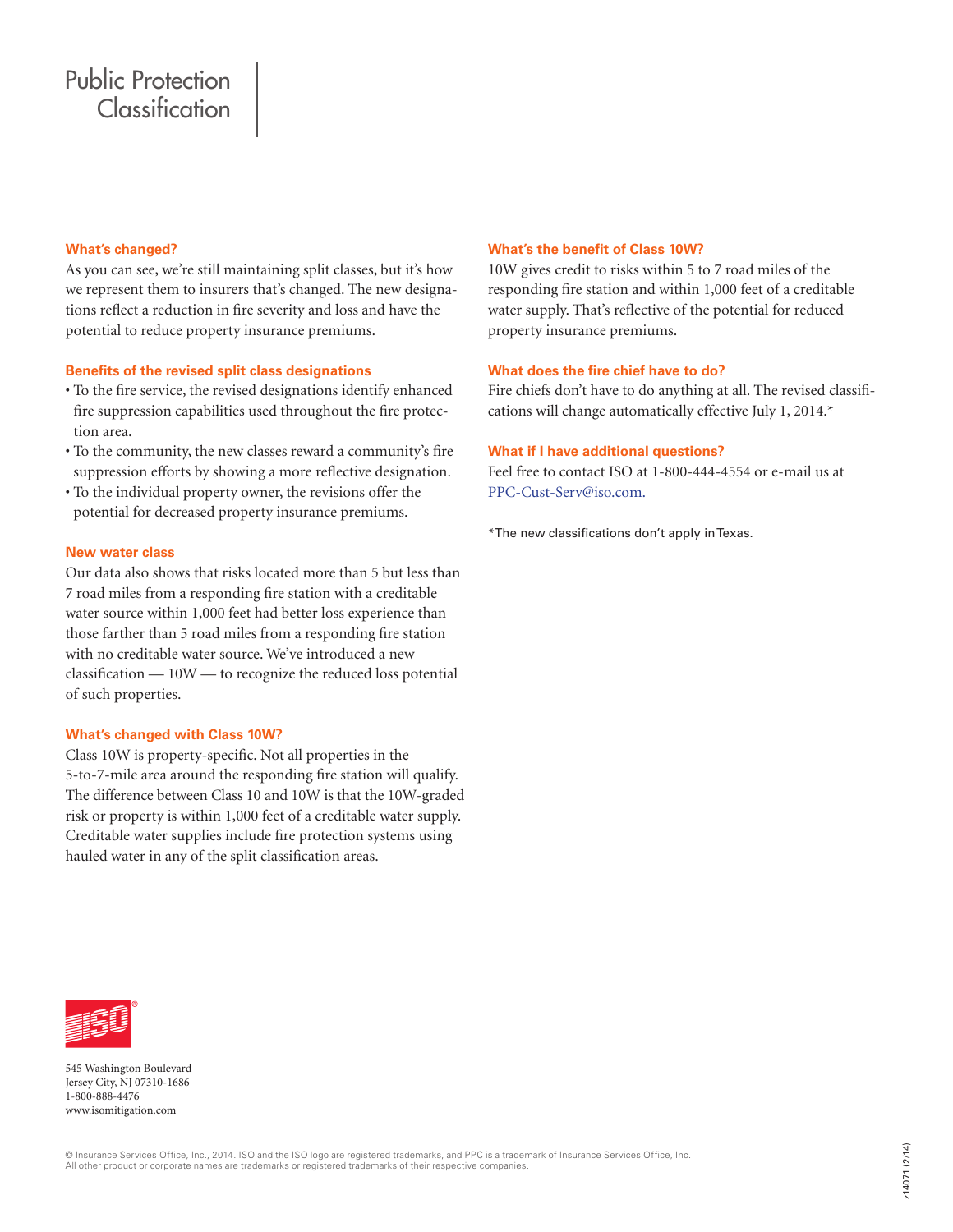# Public Protection Classification

### What's changed?

As you can see, we're still maintaining split classes, but it's how we represent them to insurers that's changed. The new designations reflect a reduction in fire severity and loss and have the potential to reduce property insurance premiums.

### Benefits of the revised split class designations

- To the fire service, the revised designations identify enhanced fire suppression capabilities used throughout the fire protection area.
- To the community, the new classes reward a community's fire suppression efforts by showing a more reflective designation.
- To the individual property owner, the revisions offer the potential for decreased property insurance premiums.

### New water class

Our data also shows that risks located more than 5 but less than 7 road miles from a responding fire station with a creditable water source within 1,000 feet had better loss experience than those farther than 5 road miles from a responding fire station with no creditable water source. We've introduced a new classification — 10W — to recognize the reduced loss potential of such properties.

### What's changed with Class 10W?

Class 10W is property-specific. Not all properties in the 5-to-7-mile area around the responding fire station will qualify. The difference between Class 10 and 10W is that the 10W-graded risk or property is within 1,000 feet of a creditable water supply. Creditable water supplies include fire protection systems using hauled water in any of the split classification areas.

### What's the benefit of Class 10W?

10W gives credit to risks within 5 to 7 road miles of the responding fire station and within 1,000 feet of a creditable water supply. That's reflective of the potential for reduced property insurance premiums.

### What does the fire chief have to do?

Fire chiefs don't have to do anything at all. The revised classifications will change automatically effective July 1, 2014.*

### What if I have additional questions?

Feel free to contact ISO at 1-800-444-4554 or e-mail us at PPC-Cust-Serv@iso.com.

*The new classifications don't apply in Texas.

ISO

545 Washington Boulevard
Jersey City, NJ 07310-1686
1-800-888-4476
www.isomitigation.com

© Insurance Services Office, Inc., 2014. ISO and the ISO logo are registered trademarks, and PPC is a trademark of Insurance Services Office, Inc.
All other product or corporate names are trademarks or registered trademarks of their respective companies.

z14071 (2/14)